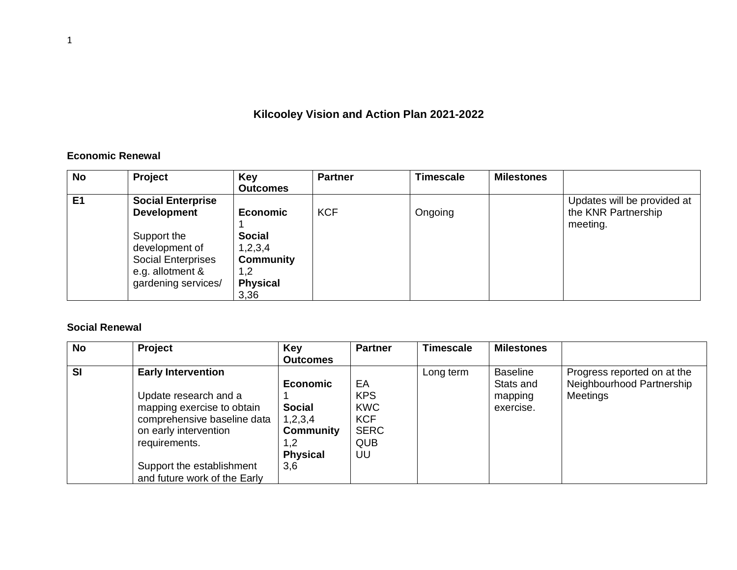# Kilcooley Vision and Action Plan 2021-2022

## Economic Renewal

| No | Project | Key Outcomes | Partner | Timescale | Milestones | |
|---|---|---|---|---|---|---|
| E1 | **Social Enterprise Development**<br><br>Support the development of Social Enterprises e.g. allotment & gardening services/ | **Economic**<br>1<br>**Social**<br>1,2,3,4<br>**Community**<br>1,2<br>**Physical**<br>3,36 | KCF | Ongoing | | Updates will be provided at the KNR Partnership meeting. |

## Social Renewal

| No | Project | Key Outcomes | Partner | Timescale | Milestones | |
|---|---|---|---|---|---|---|
| SI | **Early Intervention**<br><br>Update research and a mapping exercise to obtain comprehensive baseline data on early intervention requirements.<br><br>Support the establishment and future work of the Early | **Economic**<br>1<br>**Social**<br>1,2,3,4<br>**Community**<br>1,2<br>**Physical**<br>3,6 | EA<br>KPS<br>KWC<br>KCF<br>SERC<br>QUB<br>UU | Long term | Baseline Stats and mapping exercise. | Progress reported on at the Neighbourhood Partnership Meetings |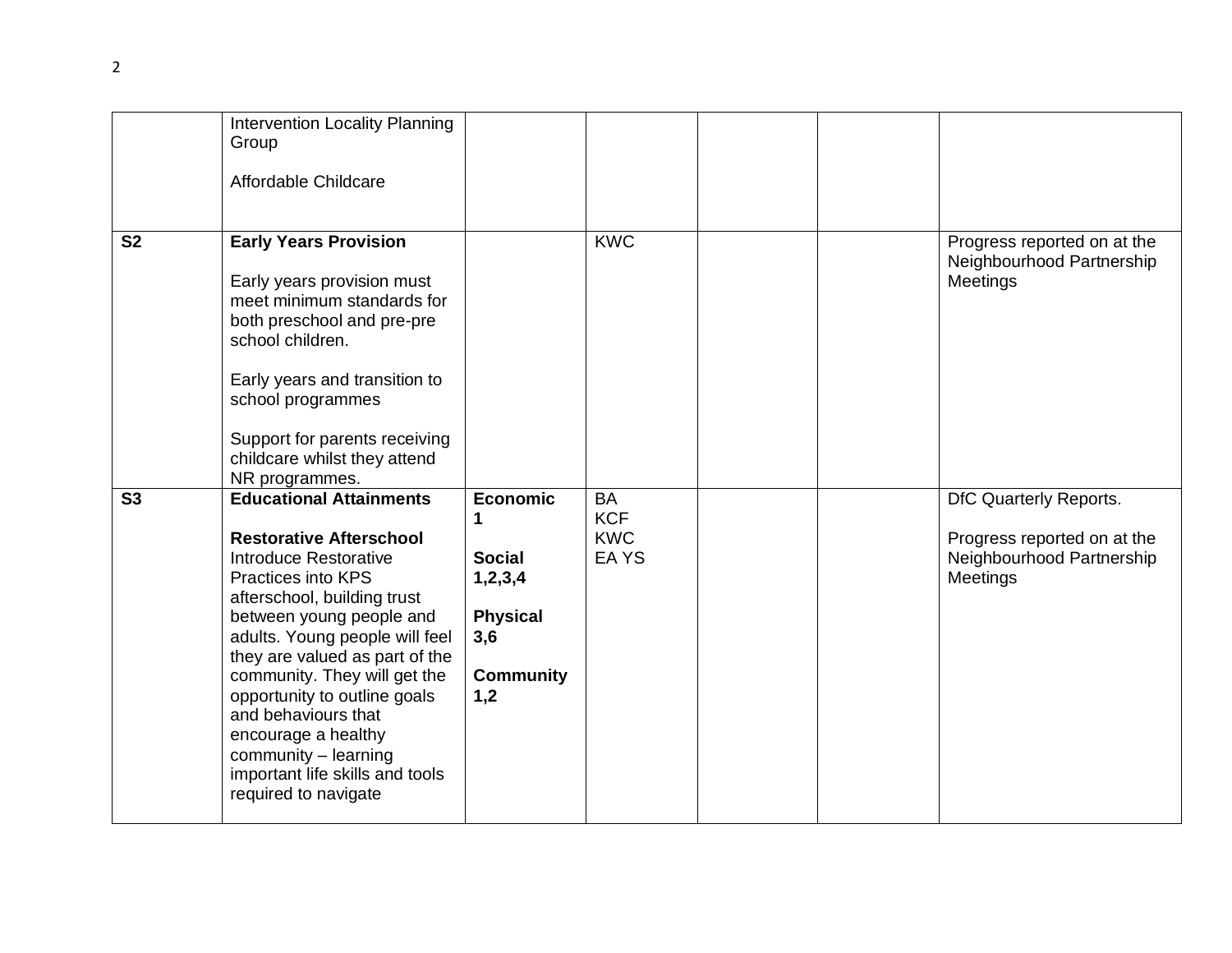|  |  |  |  |  |  |  |
|---|---|---|---|---|---|---|
|  | Intervention Locality Planning Group<br><br>Affordable Childcare |  |  |  |  |  |
| **S2** | **Early Years Provision**<br><br>Early years provision must meet minimum standards for both preschool and pre-pre school children.<br><br>Early years and transition to school programmes<br><br>Support for parents receiving childcare whilst they attend NR programmes. |  | KWC |  |  | Progress reported on at the Neighbourhood Partnership Meetings |
| **S3** | **Educational Attainments**<br><br>**Restorative Afterschool**<br>Introduce Restorative Practices into KPS afterschool, building trust between young people and adults. Young people will feel they are valued as part of the community. They will get the opportunity to outline goals and behaviours that encourage a healthy community – learning important life skills and tools required to navigate | **Economic 1**<br><br>**Social 1,2,3,4**<br><br>**Physical 3,6**<br><br>**Community 1,2** | BA<br>KCF<br>KWC<br>EA YS |  |  | DfC Quarterly Reports.<br><br>Progress reported on at the Neighbourhood Partnership Meetings |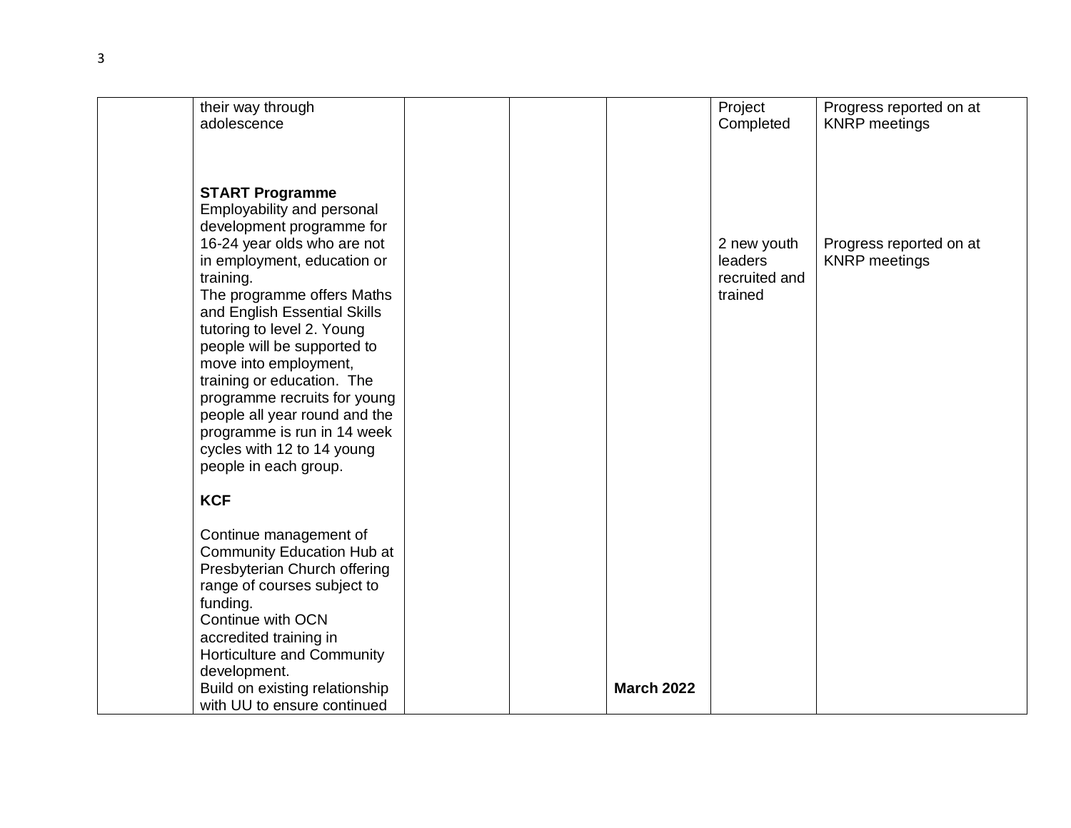| | | | | | | |
|---|---|---|---|---|---|---|
| | their way through adolescence<br><br>**START Programme**<br>Employability and personal development programme for 16-24 year olds who are not in employment, education or training.<br>The programme offers Maths and English Essential Skills tutoring to level 2. Young people will be supported to move into employment, training or education. The programme recruits for young people all year round and the programme is run in 14 week cycles with 12 to 14 young people in each group.<br><br>**KCF**<br><br>Continue management of Community Education Hub at Presbyterian Church offering range of courses subject to funding.<br>Continue with OCN accredited training in Horticulture and Community development.<br>Build on existing relationship with UU to ensure continued | | | **March 2022** | Project Completed<br><br>2 new youth leaders recruited and trained | Progress reported on at KNRP meetings<br><br>Progress reported on at KNRP meetings |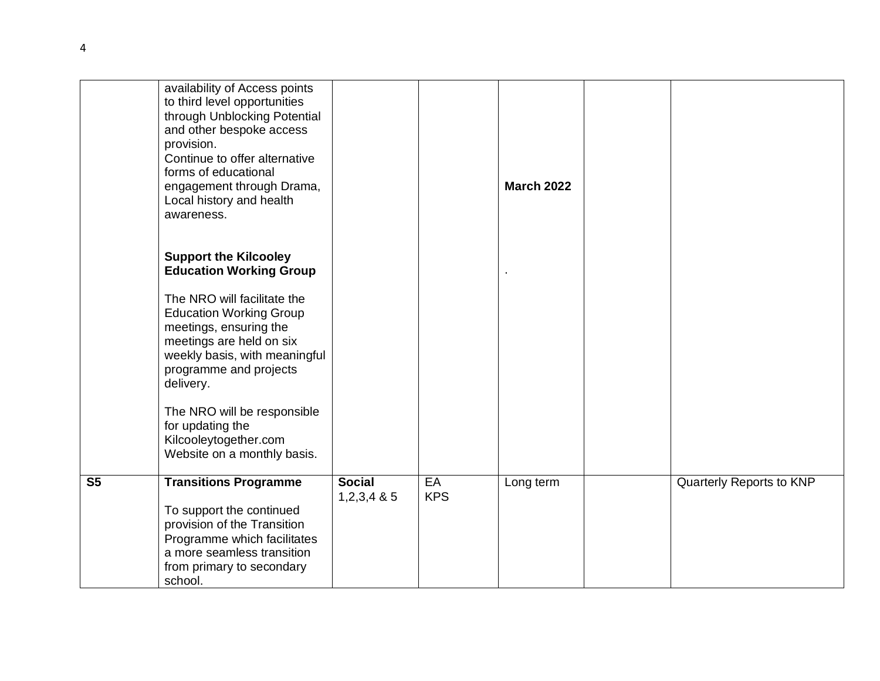| | | | | | | |
|---|---|---|---|---|---|---|
| | availability of Access points to third level opportunities through Unblocking Potential and other bespoke access provision.<br>Continue to offer alternative forms of educational engagement through Drama, Local history and health awareness.<br><br>**Support the Kilcooley Education Working Group**<br><br>The NRO will facilitate the Education Working Group meetings, ensuring the meetings are held on six weekly basis, with meaningful programme and projects delivery.<br><br>The NRO will be responsible for updating the Kilcooleytogether.com Website on a monthly basis. | | | **March 2022**<br><br>. | | |
| **S5** | **Transitions Programme**<br><br>To support the continued provision of the Transition Programme which facilitates a more seamless transition from primary to secondary school. | **Social**<br>1,2,3,4 & 5 | EA<br>KPS | Long term | | Quarterly Reports to KNP |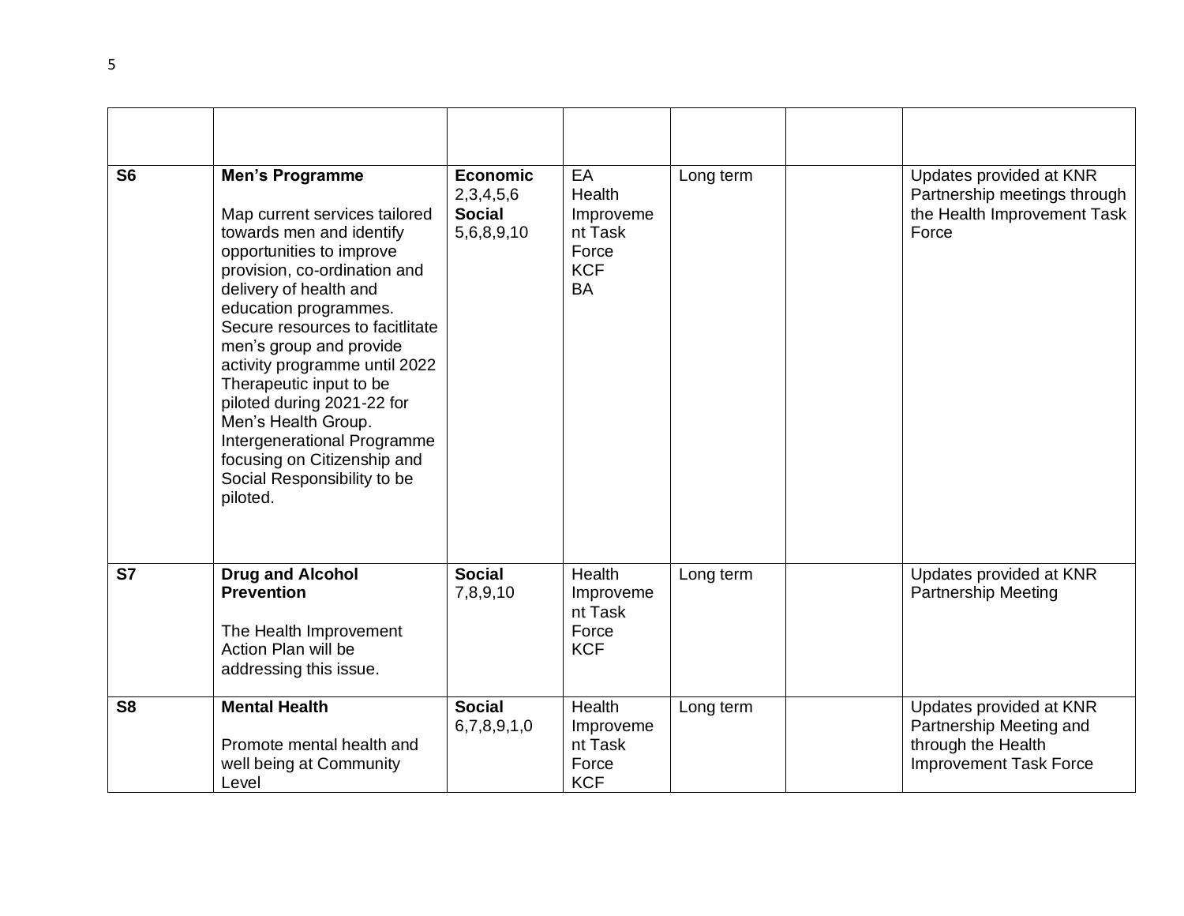| | | | | | | |
|---|---|---|---|---|---|---|
| **S6** | **Men's Programme**<br><br>Map current services tailored towards men and identify opportunities to improve provision, co-ordination and delivery of health and education programmes.<br>Secure resources to facitlitate men's group and provide activity programme until 2022<br>Therapeutic input to be piloted during 2021-22 for Men's Health Group.<br>Intergenerational Programme focusing on Citizenship and Social Responsibility to be piloted. | **Economic** 2,3,4,5,6<br>**Social** 5,6,8,9,10 | EA<br>Health Improveme nt Task Force<br>KCF<br>BA | Long term | | Updates provided at KNR Partnership meetings through the Health Improvement Task Force |
| **S7** | **Drug and Alcohol Prevention**<br><br>The Health Improvement Action Plan will be addressing this issue. | **Social** 7,8,9,10 | Health Improveme nt Task Force<br>KCF | Long term | | Updates provided at KNR Partnership Meeting |
| **S8** | **Mental Health**<br><br>Promote mental health and well being at Community Level | **Social** 6,7,8,9,1,0 | Health Improveme nt Task Force<br>KCF | Long term | | Updates provided at KNR Partnership Meeting and through the Health Improvement Task Force |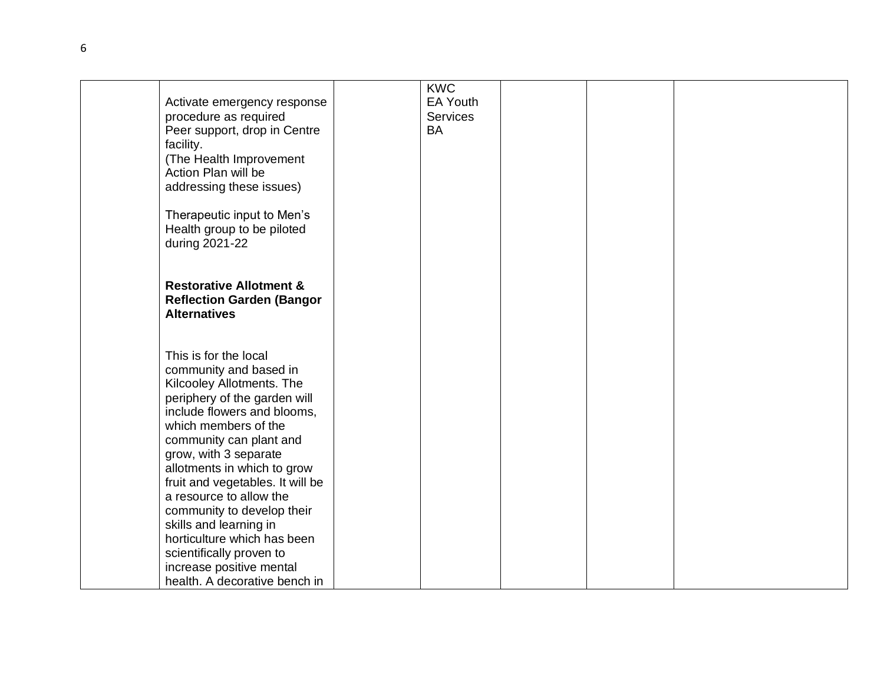|  |  |  |  |  |  |  |
|---|---|---|---|---|---|---|
|  | Activate emergency response procedure as required<br>Peer support, drop in Centre facility.<br>(The Health Improvement Action Plan will be addressing these issues)<br><br>Therapeutic input to Men's Health group to be piloted during 2021-22<br><br>**Restorative Allotment & Reflection Garden (Bangor Alternatives**<br><br>This is for the local community and based in Kilcooley Allotments. The periphery of the garden will include flowers and blooms, which members of the community can plant and grow, with 3 separate allotments in which to grow fruit and vegetables. It will be a resource to allow the community to develop their skills and learning in horticulture which has been scientifically proven to increase positive mental health. A decorative bench in |  | KWC<br>EA Youth Services<br>BA |  |  |  |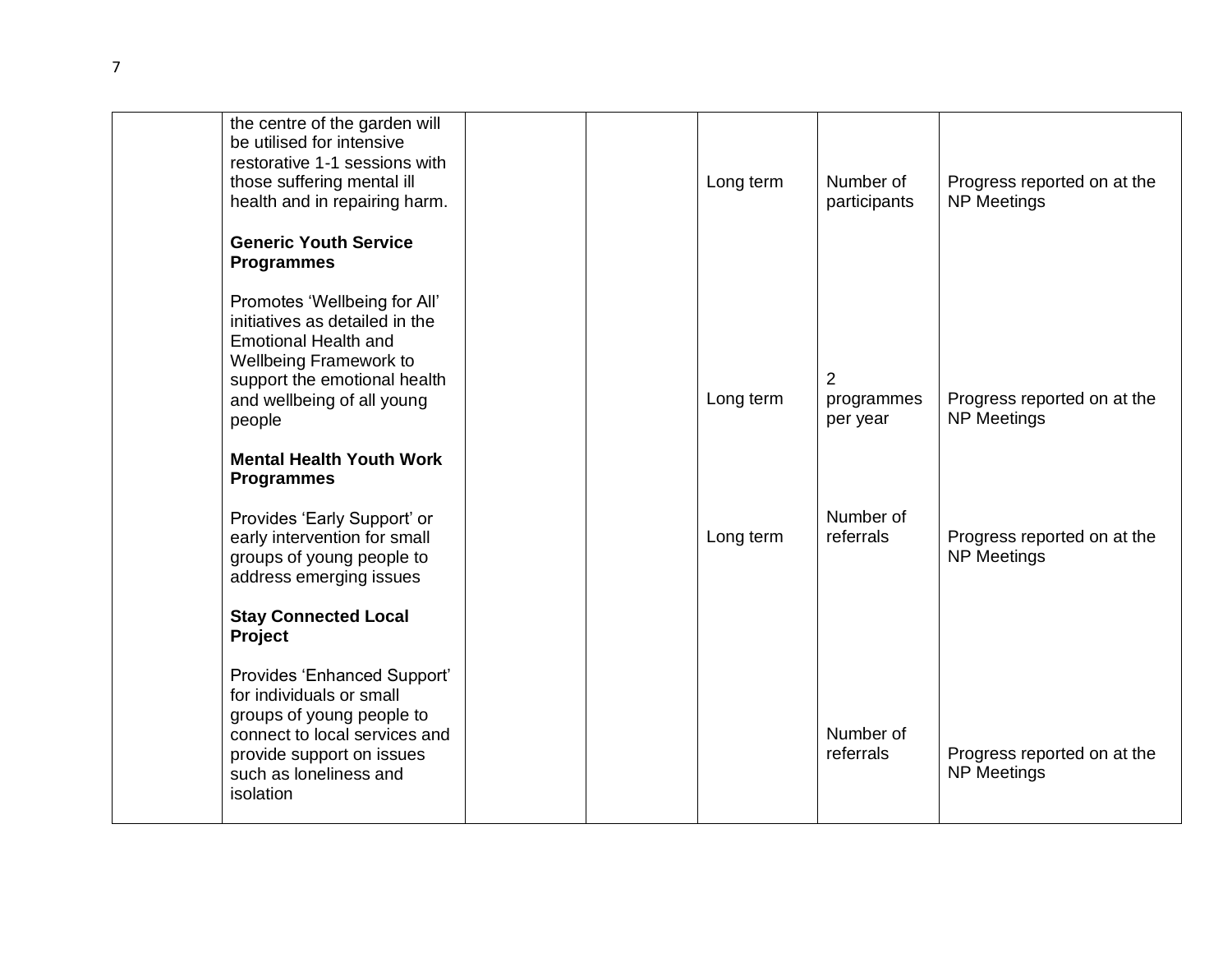| | | | | | | |
|---|---|---|---|---|---|---|
| | the centre of the garden will be utilised for intensive restorative 1-1 sessions with those suffering mental ill health and in repairing harm. | | | Long term | Number of participants | Progress reported on at the NP Meetings |
| | **Generic Youth Service Programmes**<br><br>Promotes 'Wellbeing for All' initiatives as detailed in the Emotional Health and Wellbeing Framework to support the emotional health and wellbeing of all young people | | | Long term | 2 programmes per year | Progress reported on at the NP Meetings |
| | **Mental Health Youth Work Programmes**<br><br>Provides 'Early Support' or early intervention for small groups of young people to address emerging issues | | | Long term | Number of referrals | Progress reported on at the NP Meetings |
| | **Stay Connected Local Project**<br><br>Provides 'Enhanced Support' for individuals or small groups of young people to connect to local services and provide support on issues such as loneliness and isolation | | | | Number of referrals | Progress reported on at the NP Meetings |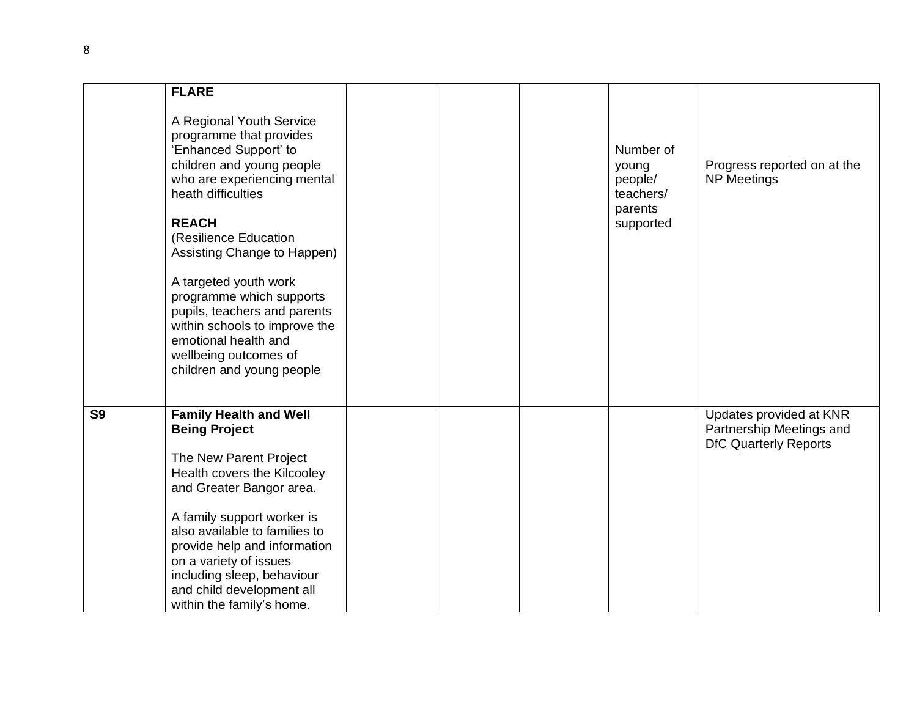| | | | | | | |
|---|---|---|---|---|---|---|
| | **FLARE**<br><br>A Regional Youth Service programme that provides 'Enhanced Support' to children and young people who are experiencing mental heath difficulties<br><br>**REACH**<br>(Resilience Education Assisting Change to Happen)<br><br>A targeted youth work programme which supports pupils, teachers and parents within schools to improve the emotional health and wellbeing outcomes of children and young people | | | | Number of young people/ teachers/ parents supported | Progress reported on at the NP Meetings |
| **S9** | **Family Health and Well Being Project**<br><br>The New Parent Project Health covers the Kilcooley and Greater Bangor area.<br><br>A family support worker is also available to families to provide help and information on a variety of issues including sleep, behaviour and child development all within the family's home. | | | | | Updates provided at KNR Partnership Meetings and DfC Quarterly Reports |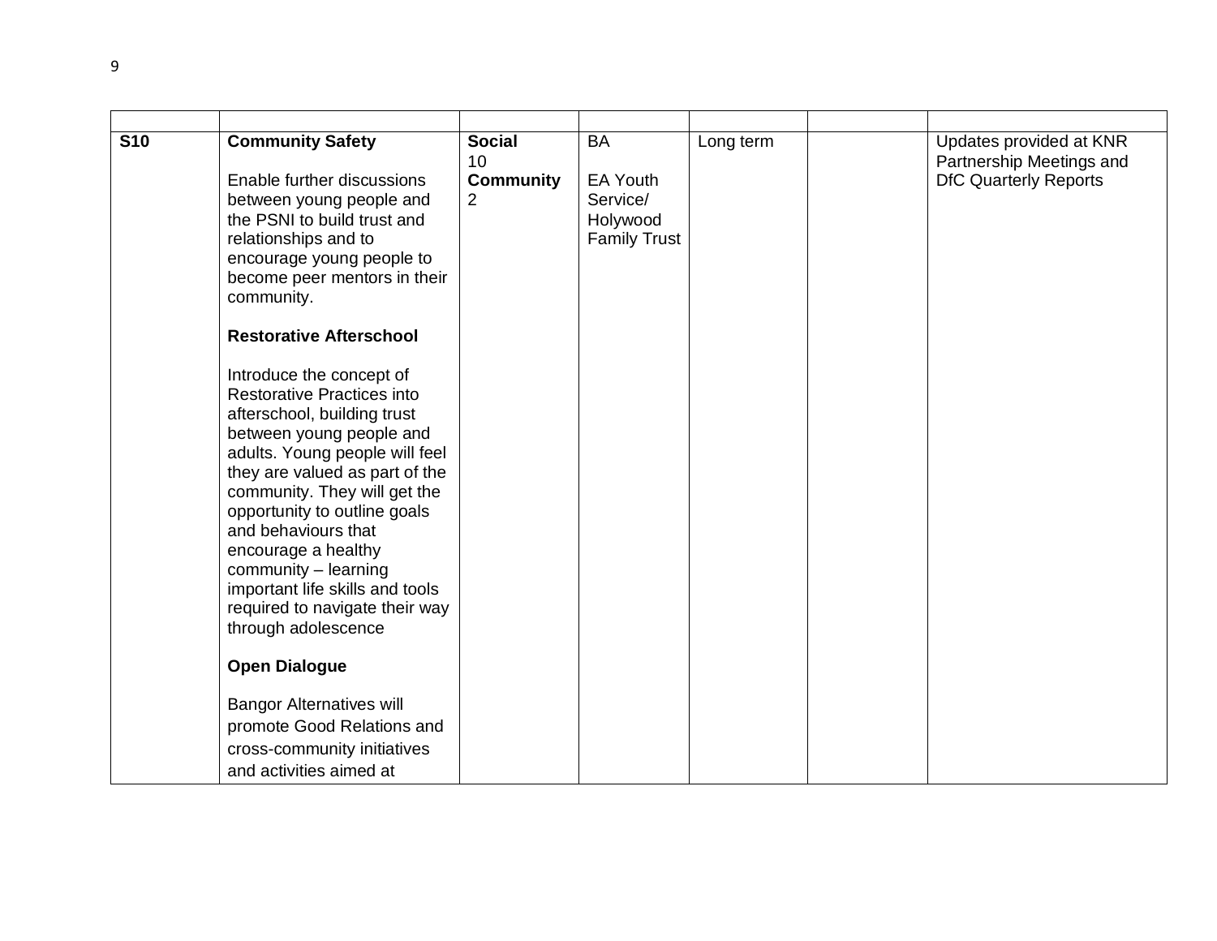| | | | | | | |
|---|---|---|---|---|---|---|
| **S10** | **Community Safety**<br><br>Enable further discussions between young people and the PSNI to build trust and relationships and to encourage young people to become peer mentors in their community.<br><br>**Restorative Afterschool**<br><br>Introduce the concept of Restorative Practices into afterschool, building trust between young people and adults. Young people will feel they are valued as part of the community. They will get the opportunity to outline goals and behaviours that encourage a healthy community – learning important life skills and tools required to navigate their way through adolescence<br><br>**Open Dialogue**<br><br>Bangor Alternatives will promote Good Relations and cross-community initiatives and activities aimed at | **Social** 10<br>**Community** 2 | BA<br><br>EA Youth Service/ Holywood Family Trust | Long term | | Updates provided at KNR Partnership Meetings and DfC Quarterly Reports |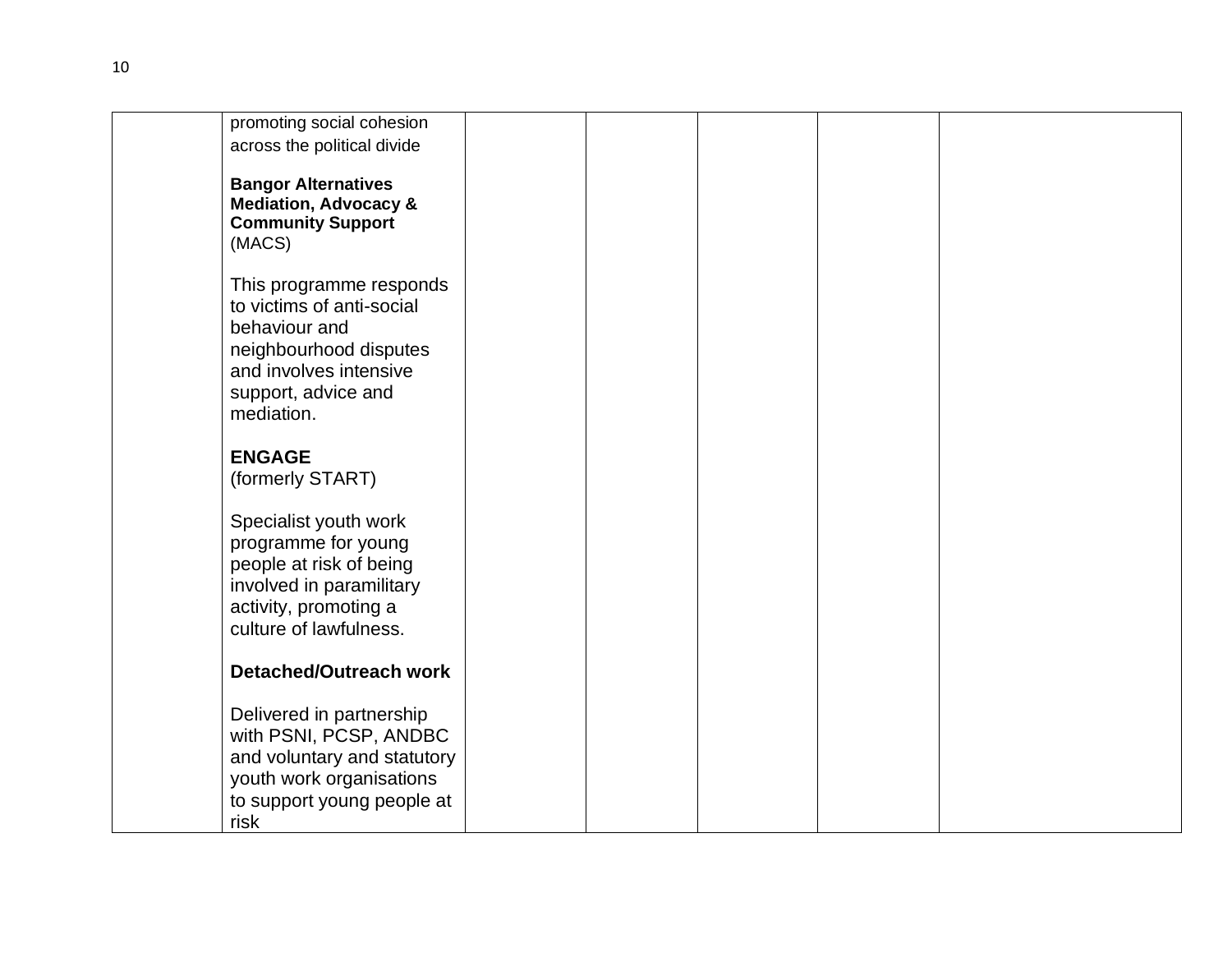| | | | | | | |
|---|---|---|---|---|---|---|
| | promoting social cohesion across the political divide<br><br>**Bangor Alternatives Mediation, Advocacy & Community Support** (MACS)<br><br>This programme responds to victims of anti-social behaviour and neighbourhood disputes and involves intensive support, advice and mediation.<br><br>**ENGAGE** (formerly START)<br><br>Specialist youth work programme for young people at risk of being involved in paramilitary activity, promoting a culture of lawfulness.<br><br>**Detached/Outreach work**<br><br>Delivered in partnership with PSNI, PCSP, ANDBC and voluntary and statutory youth work organisations to support young people at risk | | | | | |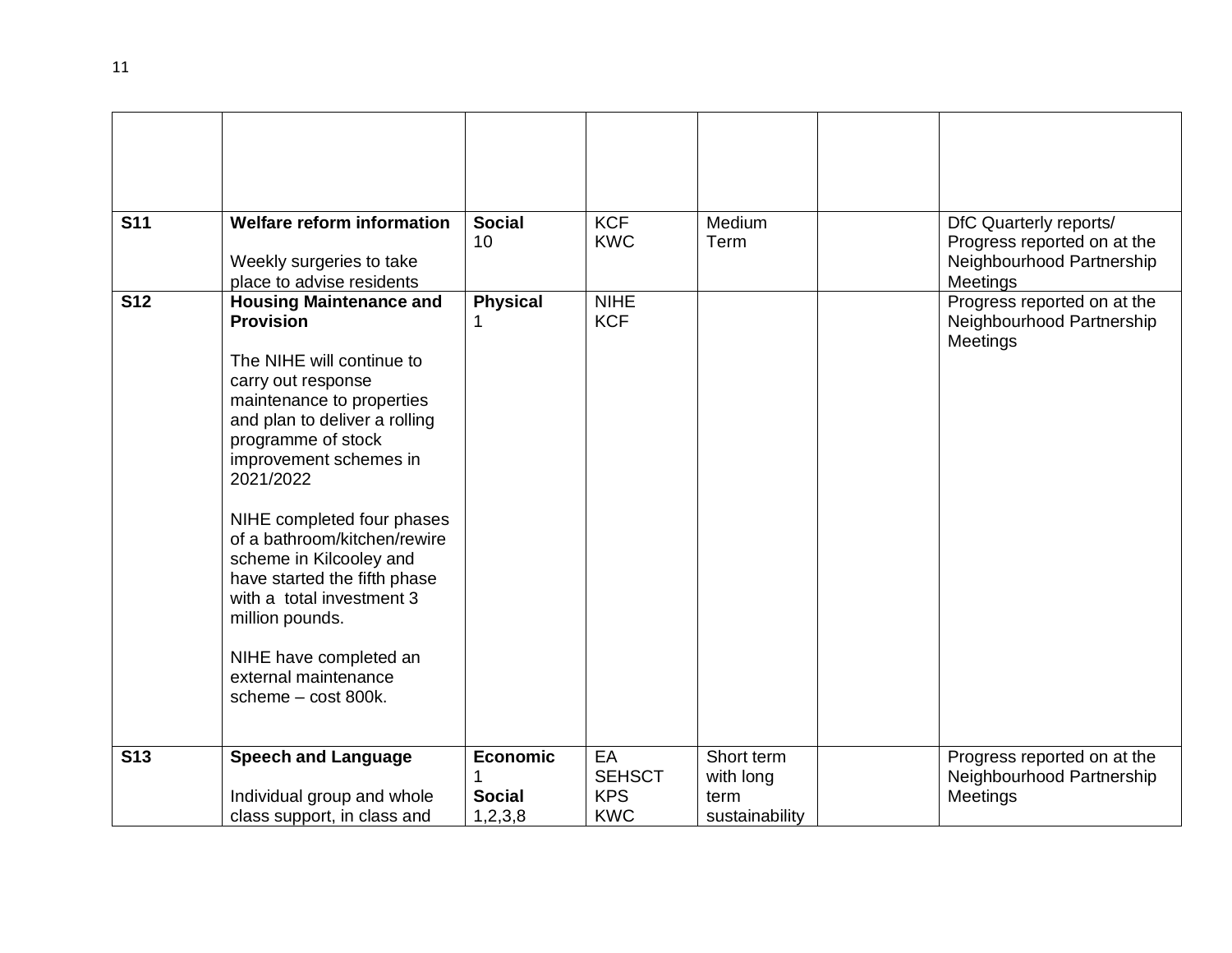| | | | | | | |
|---|---|---|---|---|---|---|
| **S11** | **Welfare reform information**<br><br>Weekly surgeries to take place to advise residents | **Social**<br>10 | KCF<br>KWC | Medium Term | | DfC Quarterly reports/ Progress reported on at the Neighbourhood Partnership Meetings |
| **S12** | **Housing Maintenance and Provision**<br><br>The NIHE will continue to carry out response maintenance to properties and plan to deliver a rolling programme of stock improvement schemes in 2021/2022<br><br>NIHE completed four phases of a bathroom/kitchen/rewire scheme in Kilcooley and have started the fifth phase with a total investment 3 million pounds.<br><br>NIHE have completed an external maintenance scheme – cost 800k. | **Physical**<br>1 | NIHE<br>KCF | | | Progress reported on at the Neighbourhood Partnership Meetings |
| **S13** | **Speech and Language**<br><br>Individual group and whole class support, in class and | **Economic**<br>1<br>**Social**<br>1,2,3,8 | EA<br>SEHSCT<br>KPS<br>KWC | Short term with long term sustainability | | Progress reported on at the Neighbourhood Partnership Meetings |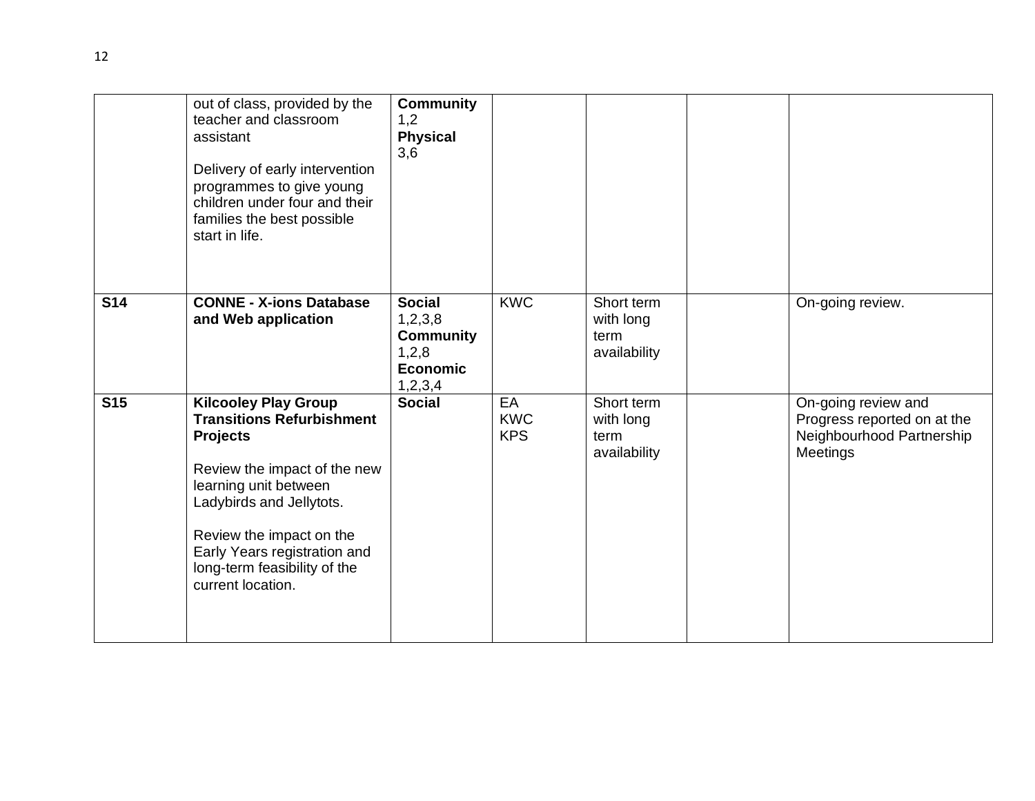| | | | | | | |
|---|---|---|---|---|---|---|
| | out of class, provided by the teacher and classroom assistant<br><br>Delivery of early intervention programmes to give young children under four and their families the best possible start in life. | **Community**<br>1,2<br>**Physical**<br>3,6 | | | | |
| **S14** | **CONNE - X-ions Database and Web application** | **Social**<br>1,2,3,8<br>**Community**<br>1,2,8<br>**Economic**<br>1,2,3,4 | KWC | Short term with long term availability | | On-going review. |
| **S15** | **Kilcooley Play Group Transitions Refurbishment Projects**<br><br>Review the impact of the new learning unit between Ladybirds and Jellytots.<br><br>Review the impact on the Early Years registration and long-term feasibility of the current location. | **Social** | EA<br>KWC<br>KPS | Short term with long term availability | | On-going review and Progress reported on at the Neighbourhood Partnership Meetings |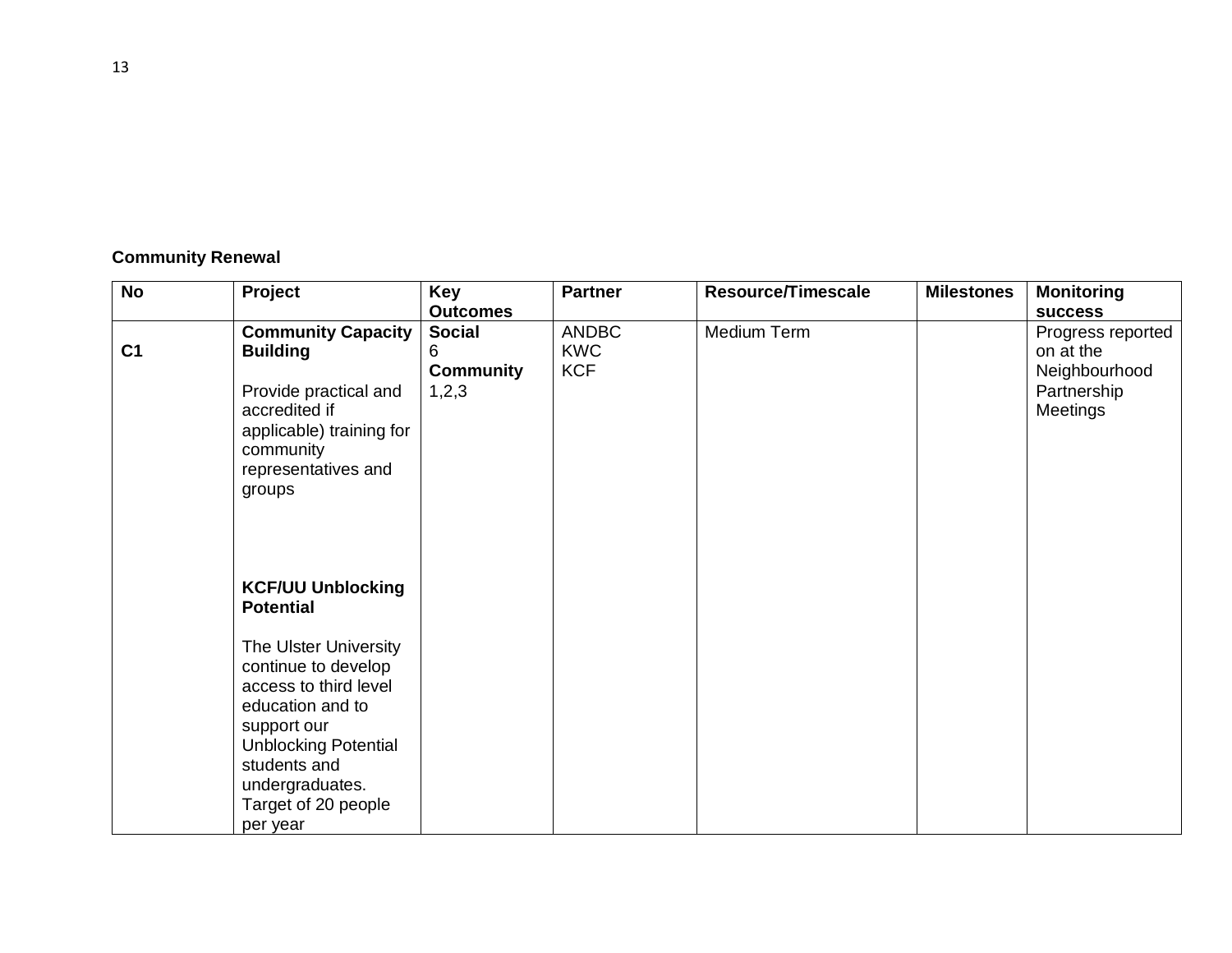**Community Renewal**

| No | Project | Key Outcomes | Partner | Resource/Timescale | Milestones | Monitoring success |
|---|---|---|---|---|---|---|
| C1 | **Community Capacity Building**<br><br>Provide practical and accredited if applicable) training for community representatives and groups<br><br>**KCF/UU Unblocking Potential**<br><br>The Ulster University continue to develop access to third level education and to support our Unblocking Potential students and undergraduates. Target of 20 people per year | **Social**<br>6<br>**Community**<br>1,2,3 | ANDBC<br>KWC<br>KCF | Medium Term | | Progress reported on at the Neighbourhood Partnership Meetings |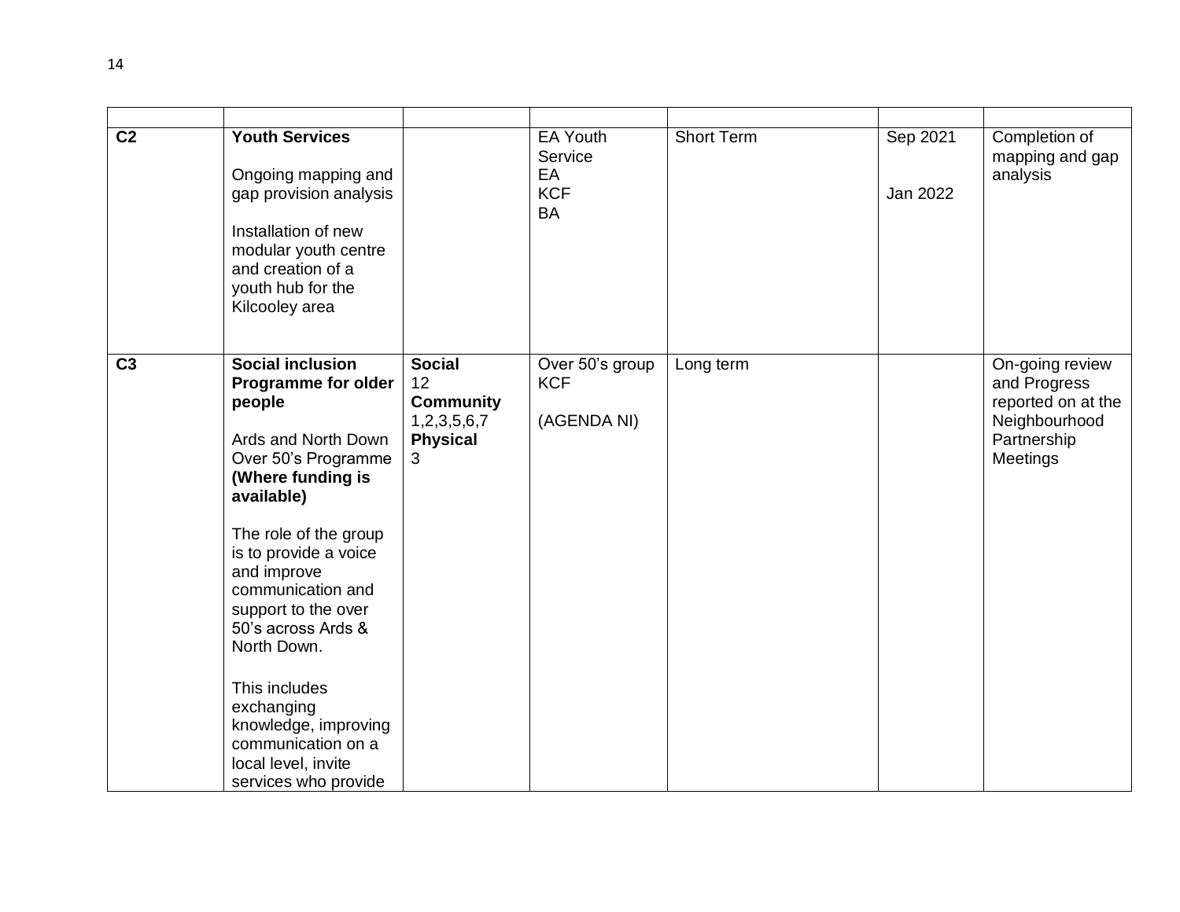| | | | | | | |
|---|---|---|---|---|---|---|
| **C2** | **Youth Services**<br><br>Ongoing mapping and gap provision analysis<br><br>Installation of new modular youth centre and creation of a youth hub for the Kilcooley area | | EA Youth Service<br>EA<br>KCF<br>BA | Short Term | Sep 2021<br><br>Jan 2022 | Completion of mapping and gap analysis |
| **C3** | **Social inclusion Programme for older people**<br><br>Ards and North Down Over 50's Programme **(Where funding is available)**<br><br>The role of the group is to provide a voice and improve communication and support to the over 50's across Ards & North Down.<br><br>This includes exchanging knowledge, improving communication on a local level, invite services who provide | **Social**<br>12<br>**Community**<br>1,2,3,5,6,7<br>**Physical**<br>3 | Over 50's group<br>KCF<br><br>(AGENDA NI) | Long term | | On-going review and Progress reported on at the Neighbourhood Partnership Meetings |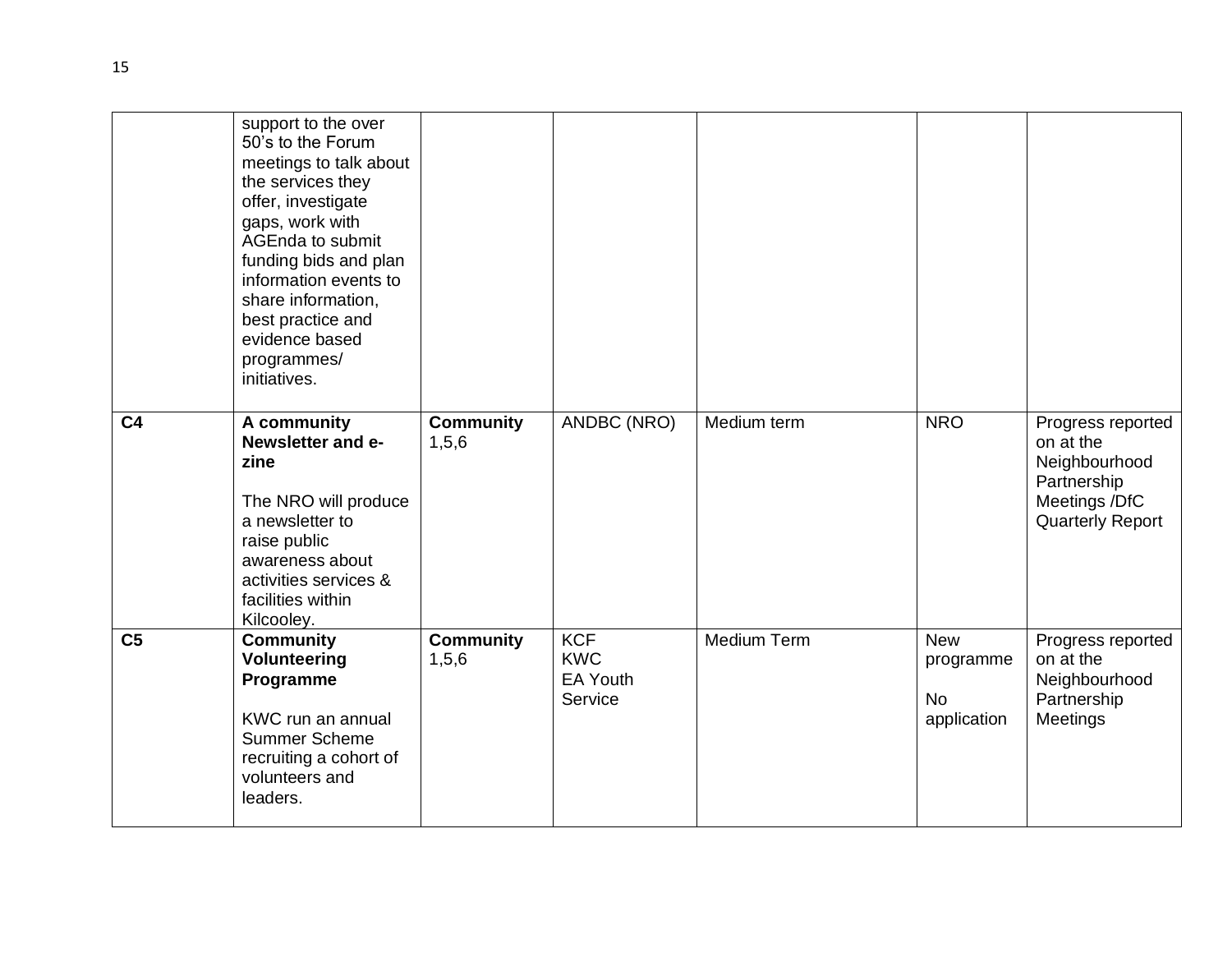| | | | | | | |
|---|---|---|---|---|---|---|
| | support to the over 50's to the Forum meetings to talk about the services they offer, investigate gaps, work with AGEnda to submit funding bids and plan information events to share information, best practice and evidence based programmes/ initiatives. | | | | | |
| **C4** | **A community Newsletter and e-zine**<br><br>The NRO will produce a newsletter to raise public awareness about activities services & facilities within Kilcooley. | **Community** 1,5,6 | ANDBC (NRO) | Medium term | NRO | Progress reported on at the Neighbourhood Partnership Meetings /DfC Quarterly Report |
| **C5** | **Community Volunteering Programme**<br><br>KWC run an annual Summer Scheme recruiting a cohort of volunteers and leaders. | **Community** 1,5,6 | KCF<br>KWC<br>EA Youth Service | Medium Term | New programme<br><br>No application | Progress reported on at the Neighbourhood Partnership Meetings |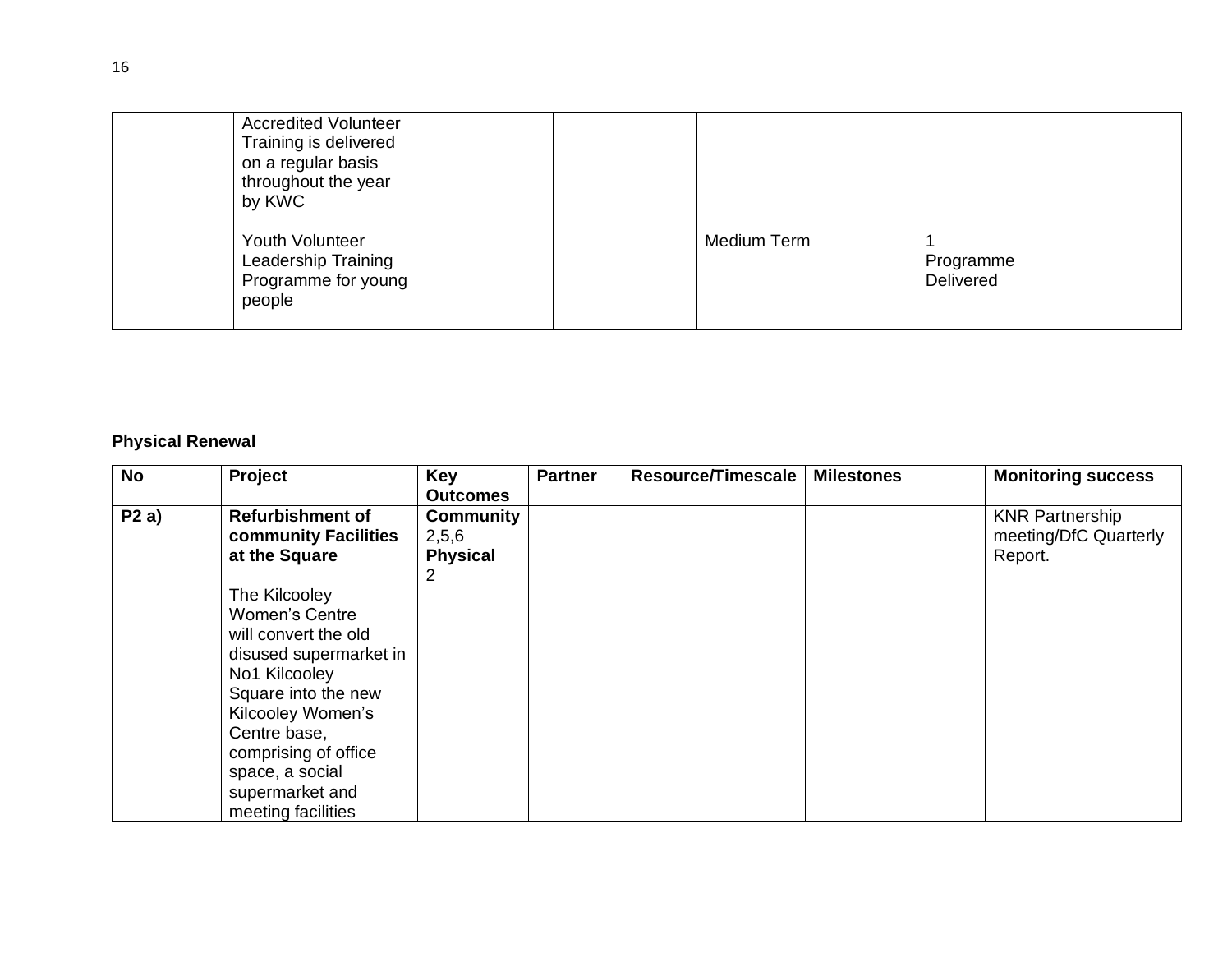| | | | | | | |
|---|---|---|---|---|---|---|
| | Accredited Volunteer Training is delivered on a regular basis throughout the year by KWC<br><br>Youth Volunteer Leadership Training Programme for young people | | | Medium Term | 1 Programme Delivered | |

**Physical Renewal**

| No | Project | Key Outcomes | Partner | Resource/Timescale | Milestones | Monitoring success |
|---|---|---|---|---|---|---|
| **P2 a)** | **Refurbishment of community Facilities at the Square**<br><br>The Kilcooley Women's Centre will convert the old disused supermarket in No1 Kilcooley Square into the new Kilcooley Women's Centre base, comprising of office space, a social supermarket and meeting facilities | **Community** 2,5,6 **Physical** 2 | | | | KNR Partnership meeting/DfC Quarterly Report. |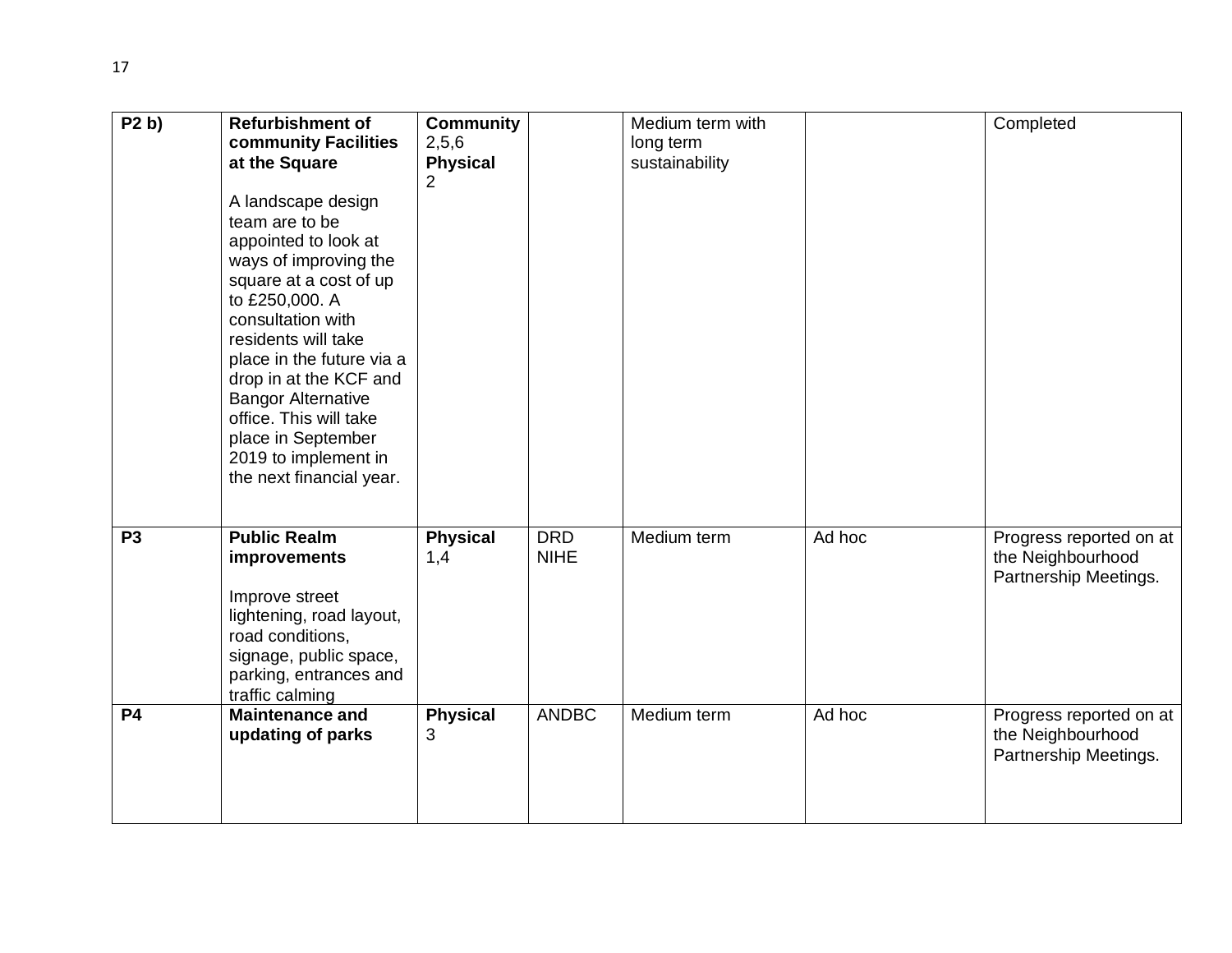| | | | | | | |
|---|---|---|---|---|---|---|
| **P2 b)** | **Refurbishment of community Facilities at the Square**<br><br>A landscape design team are to be appointed to look at ways of improving the square at a cost of up to £250,000. A consultation with residents will take place in the future via a drop in at the KCF and Bangor Alternative office. This will take place in September 2019 to implement in the next financial year. | **Community** 2,5,6 **Physical** 2 | | Medium term with long term sustainability | | Completed |
| **P3** | **Public Realm improvements**<br><br>Improve street lightening, road layout, road conditions, signage, public space, parking, entrances and traffic calming | **Physical** 1,4 | DRD NIHE | Medium term | Ad hoc | Progress reported on at the Neighbourhood Partnership Meetings. |
| **P4** | **Maintenance and updating of parks** | **Physical** 3 | ANDBC | Medium term | Ad hoc | Progress reported on at the Neighbourhood Partnership Meetings. |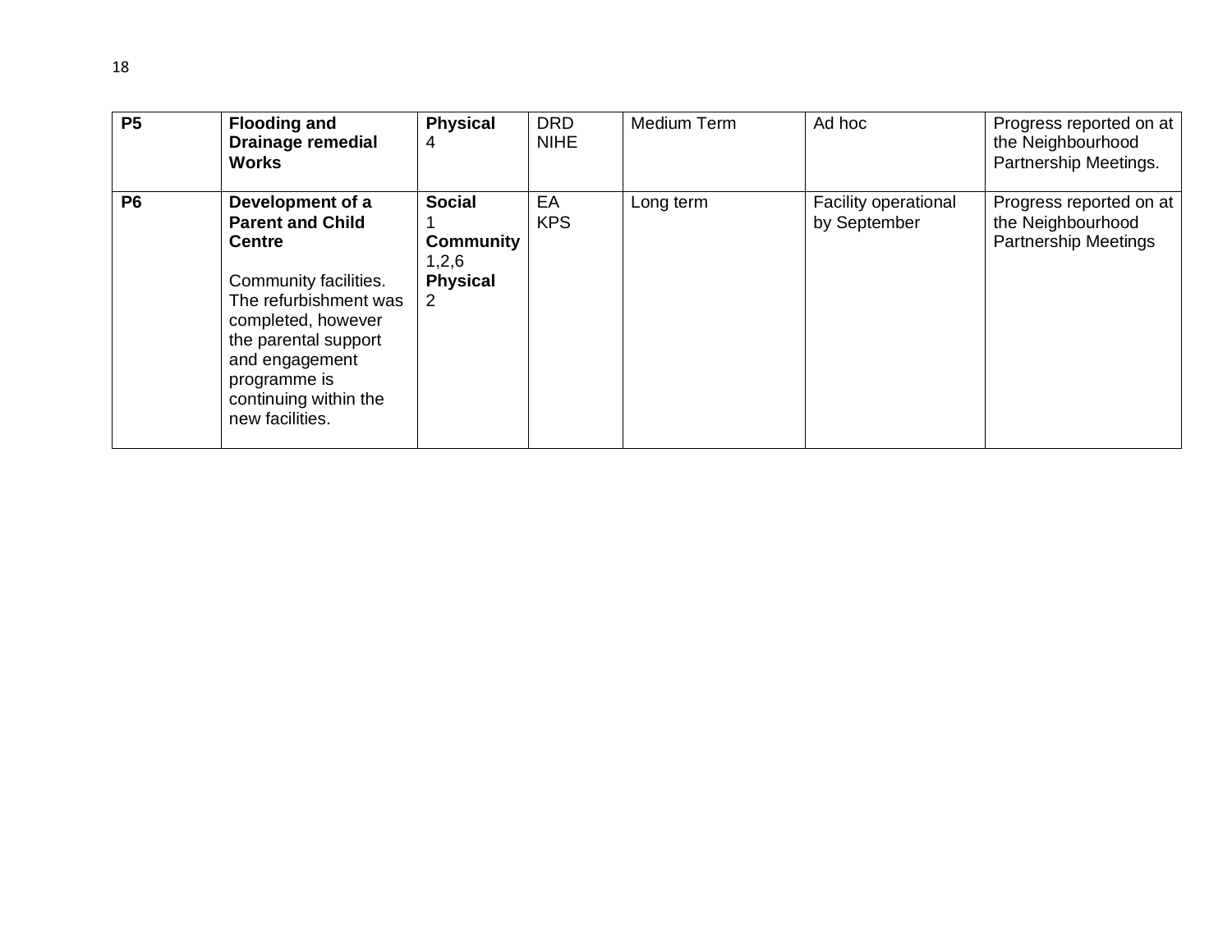| | | | | | | |
|---|---|---|---|---|---|---|
| **P5** | **Flooding and Drainage remedial Works** | **Physical** 4 | DRD NIHE | Medium Term | Ad hoc | Progress reported on at the Neighbourhood Partnership Meetings. |
| **P6** | **Development of a Parent and Child Centre**<br><br>Community facilities. The refurbishment was completed, however the parental support and engagement programme is continuing within the new facilities. | **Social** 1 **Community** 1,2,6 **Physical** 2 | EA KPS | Long term | Facility operational by September | Progress reported on at the Neighbourhood Partnership Meetings |